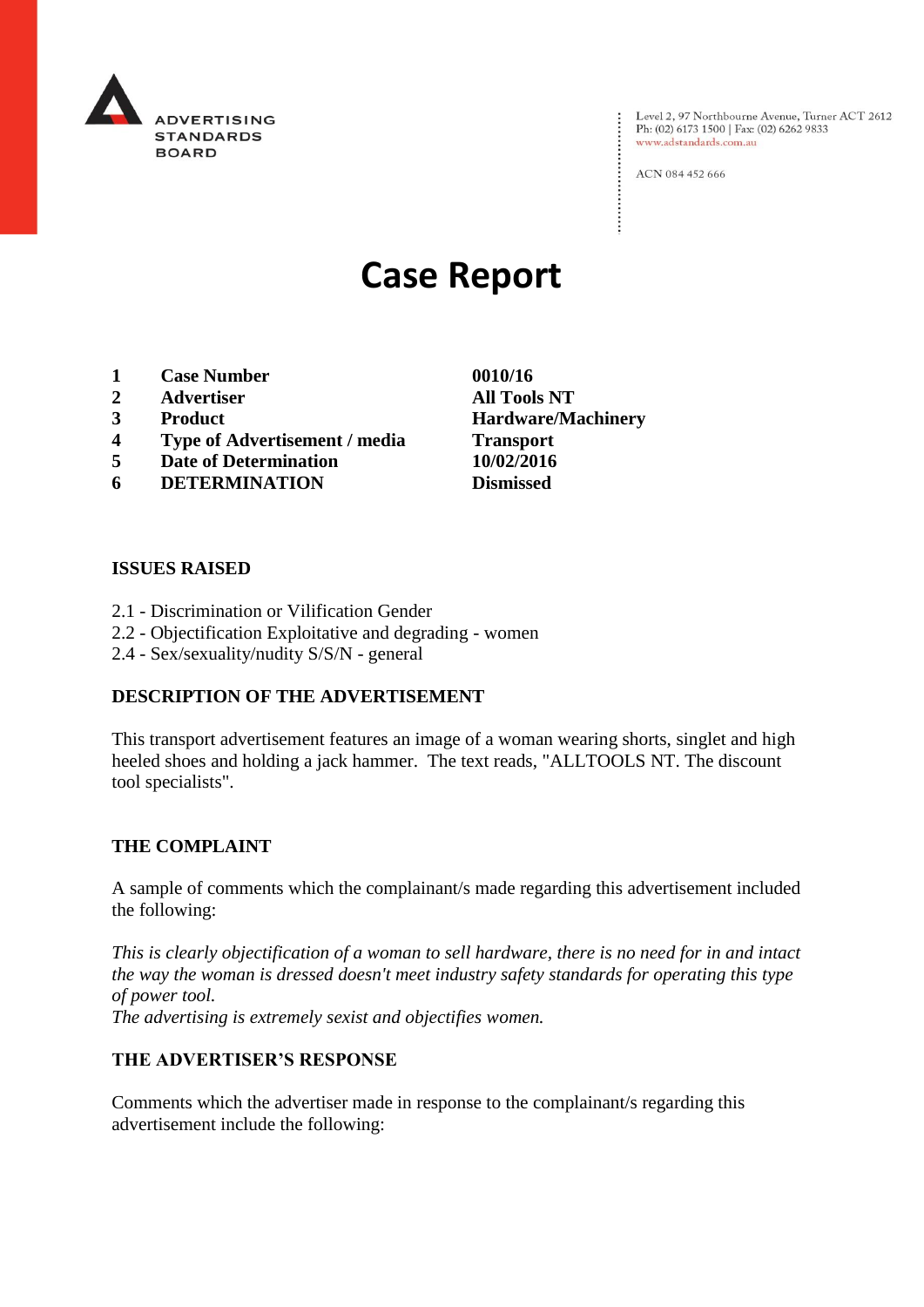ADVERTISING STANDARDS BOARD

Level 2, 97 Northbourne Avenue, Turner ACT 2612
Ph: (02) 6173 1500 | Fax: (02) 6262 9833
www.adstandards.com.au

ACN 084 452 666

# Case Report

| | | |
|---|---|---|
| 1 | Case Number | 0010/16 |
| 2 | Advertiser | All Tools NT |
| 3 | Product | Hardware/Machinery |
| 4 | Type of Advertisement / media | Transport |
| 5 | Date of Determination | 10/02/2016 |
| 6 | DETERMINATION | Dismissed |

## ISSUES RAISED

2.1 - Discrimination or Vilification Gender
2.2 - Objectification Exploitative and degrading - women
2.4 - Sex/sexuality/nudity S/S/N - general

## DESCRIPTION OF THE ADVERTISEMENT

This transport advertisement features an image of a woman wearing shorts, singlet and high heeled shoes and holding a jack hammer. The text reads, "ALLTOOLS NT. The discount tool specialists".

## THE COMPLAINT

A sample of comments which the complainant/s made regarding this advertisement included the following:

*This is clearly objectification of a woman to sell hardware, there is no need for in and intact the way the woman is dressed doesn't meet industry safety standards for operating this type of power tool.*
*The advertising is extremely sexist and objectifies women.*

## THE ADVERTISER'S RESPONSE

Comments which the advertiser made in response to the complainant/s regarding this advertisement include the following: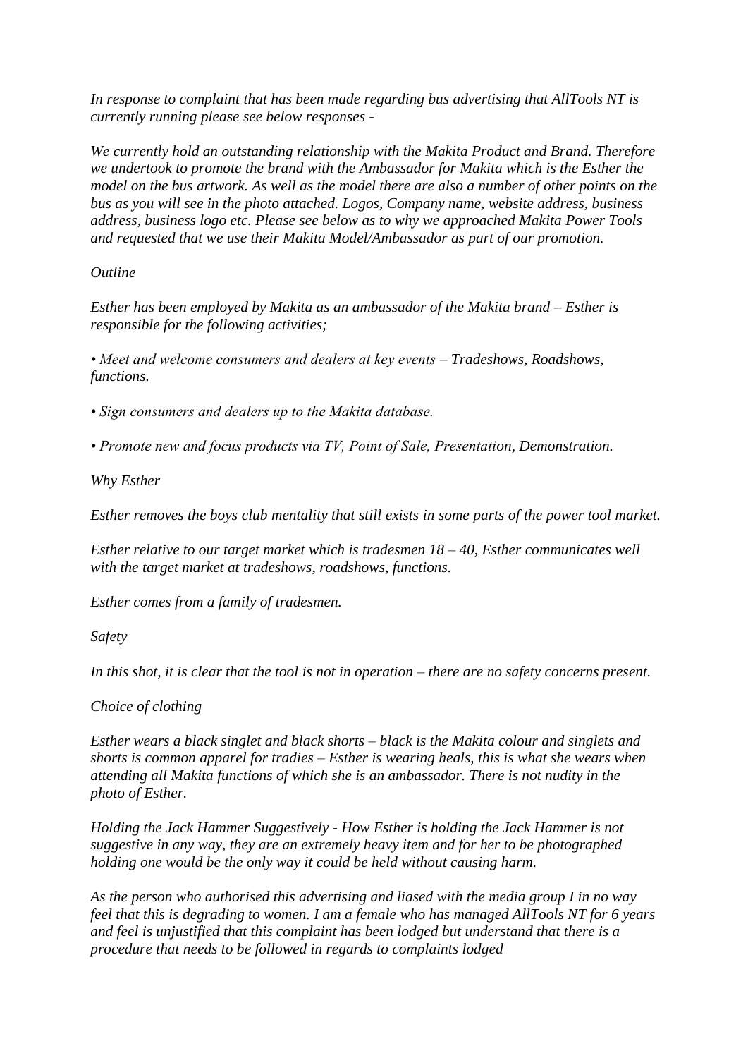*In response to complaint that has been made regarding bus advertising that AllTools NT is currently running please see below responses -*

*We currently hold an outstanding relationship with the Makita Product and Brand. Therefore we undertook to promote the brand with the Ambassador for Makita which is the Esther the model on the bus artwork. As well as the model there are also a number of other points on the bus as you will see in the photo attached. Logos, Company name, website address, business address, business logo etc. Please see below as to why we approached Makita Power Tools and requested that we use their Makita Model/Ambassador as part of our promotion.*

*Outline*

*Esther has been employed by Makita as an ambassador of the Makita brand – Esther is responsible for the following activities;*

*• Meet and welcome consumers and dealers at key events – Tradeshows, Roadshows, functions.*

*• Sign consumers and dealers up to the Makita database.*

*• Promote new and focus products via TV, Point of Sale, Presentation, Demonstration.*

*Why Esther*

*Esther removes the boys club mentality that still exists in some parts of the power tool market.*

*Esther relative to our target market which is tradesmen 18 – 40, Esther communicates well with the target market at tradeshows, roadshows, functions.*

*Esther comes from a family of tradesmen.*

*Safety*

*In this shot, it is clear that the tool is not in operation – there are no safety concerns present.*

*Choice of clothing*

*Esther wears a black singlet and black shorts – black is the Makita colour and singlets and shorts is common apparel for tradies – Esther is wearing heals, this is what she wears when attending all Makita functions of which she is an ambassador. There is not nudity in the photo of Esther.*

*Holding the Jack Hammer Suggestively - How Esther is holding the Jack Hammer is not suggestive in any way, they are an extremely heavy item and for her to be photographed holding one would be the only way it could be held without causing harm.*

*As the person who authorised this advertising and liased with the media group I in no way feel that this is degrading to women. I am a female who has managed AllTools NT for 6 years and feel is unjustified that this complaint has been lodged but understand that there is a procedure that needs to be followed in regards to complaints lodged*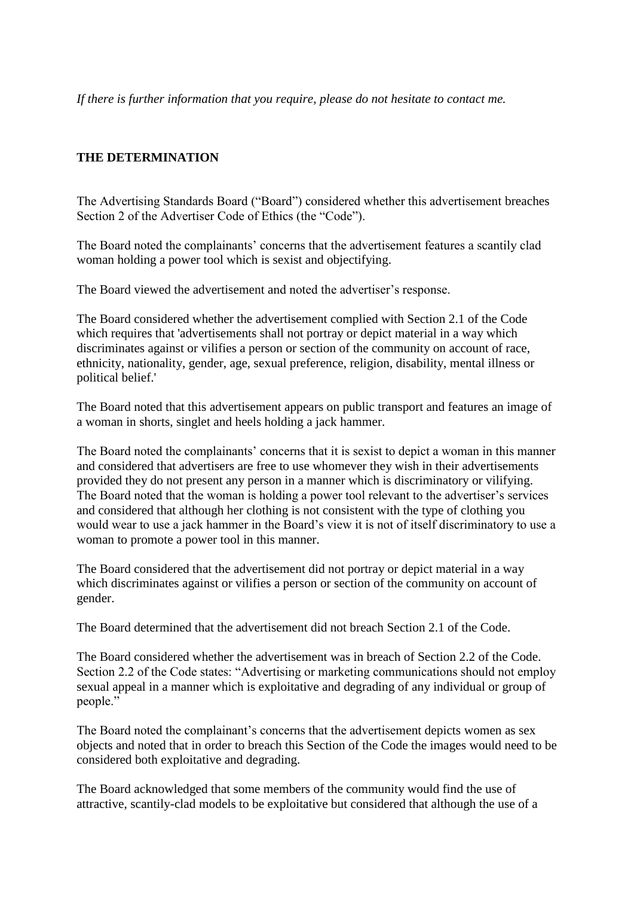*If there is further information that you require, please do not hesitate to contact me.*

**THE DETERMINATION**

The Advertising Standards Board ("Board") considered whether this advertisement breaches Section 2 of the Advertiser Code of Ethics (the "Code").

The Board noted the complainants' concerns that the advertisement features a scantily clad woman holding a power tool which is sexist and objectifying.

The Board viewed the advertisement and noted the advertiser's response.

The Board considered whether the advertisement complied with Section 2.1 of the Code which requires that 'advertisements shall not portray or depict material in a way which discriminates against or vilifies a person or section of the community on account of race, ethnicity, nationality, gender, age, sexual preference, religion, disability, mental illness or political belief.'

The Board noted that this advertisement appears on public transport and features an image of a woman in shorts, singlet and heels holding a jack hammer.

The Board noted the complainants' concerns that it is sexist to depict a woman in this manner and considered that advertisers are free to use whomever they wish in their advertisements provided they do not present any person in a manner which is discriminatory or vilifying. The Board noted that the woman is holding a power tool relevant to the advertiser's services and considered that although her clothing is not consistent with the type of clothing you would wear to use a jack hammer in the Board's view it is not of itself discriminatory to use a woman to promote a power tool in this manner.

The Board considered that the advertisement did not portray or depict material in a way which discriminates against or vilifies a person or section of the community on account of gender.

The Board determined that the advertisement did not breach Section 2.1 of the Code.

The Board considered whether the advertisement was in breach of Section 2.2 of the Code. Section 2.2 of the Code states: "Advertising or marketing communications should not employ sexual appeal in a manner which is exploitative and degrading of any individual or group of people."

The Board noted the complainant's concerns that the advertisement depicts women as sex objects and noted that in order to breach this Section of the Code the images would need to be considered both exploitative and degrading.

The Board acknowledged that some members of the community would find the use of attractive, scantily-clad models to be exploitative but considered that although the use of a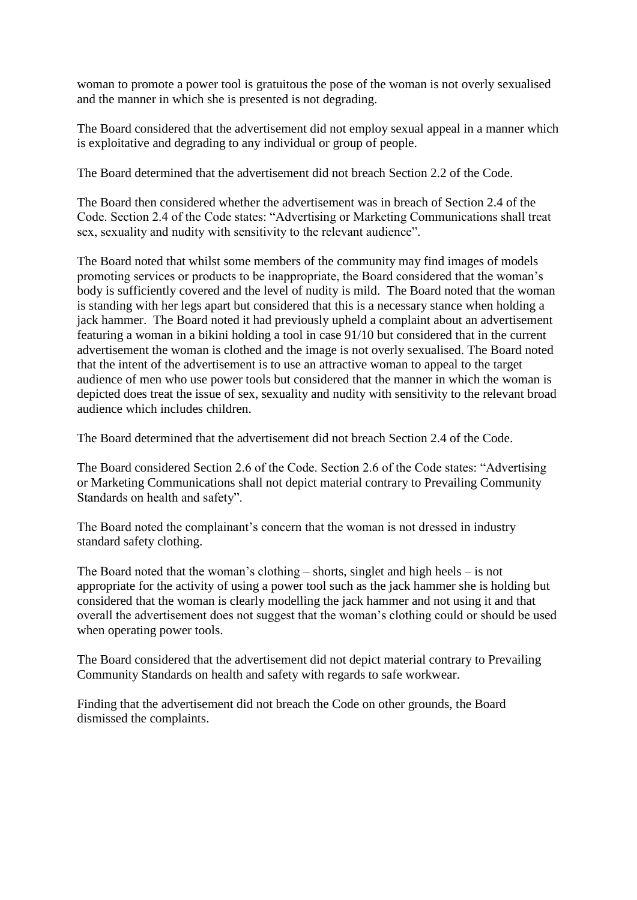woman to promote a power tool is gratuitous the pose of the woman is not overly sexualised and the manner in which she is presented is not degrading.

The Board considered that the advertisement did not employ sexual appeal in a manner which is exploitative and degrading to any individual or group of people.

The Board determined that the advertisement did not breach Section 2.2 of the Code.

The Board then considered whether the advertisement was in breach of Section 2.4 of the Code. Section 2.4 of the Code states: "Advertising or Marketing Communications shall treat sex, sexuality and nudity with sensitivity to the relevant audience".

The Board noted that whilst some members of the community may find images of models promoting services or products to be inappropriate, the Board considered that the woman's body is sufficiently covered and the level of nudity is mild. The Board noted that the woman is standing with her legs apart but considered that this is a necessary stance when holding a jack hammer. The Board noted it had previously upheld a complaint about an advertisement featuring a woman in a bikini holding a tool in case 91/10 but considered that in the current advertisement the woman is clothed and the image is not overly sexualised. The Board noted that the intent of the advertisement is to use an attractive woman to appeal to the target audience of men who use power tools but considered that the manner in which the woman is depicted does treat the issue of sex, sexuality and nudity with sensitivity to the relevant broad audience which includes children.

The Board determined that the advertisement did not breach Section 2.4 of the Code.

The Board considered Section 2.6 of the Code. Section 2.6 of the Code states: "Advertising or Marketing Communications shall not depict material contrary to Prevailing Community Standards on health and safety".

The Board noted the complainant's concern that the woman is not dressed in industry standard safety clothing.

The Board noted that the woman's clothing – shorts, singlet and high heels – is not appropriate for the activity of using a power tool such as the jack hammer she is holding but considered that the woman is clearly modelling the jack hammer and not using it and that overall the advertisement does not suggest that the woman's clothing could or should be used when operating power tools.

The Board considered that the advertisement did not depict material contrary to Prevailing Community Standards on health and safety with regards to safe workwear.

Finding that the advertisement did not breach the Code on other grounds, the Board dismissed the complaints.